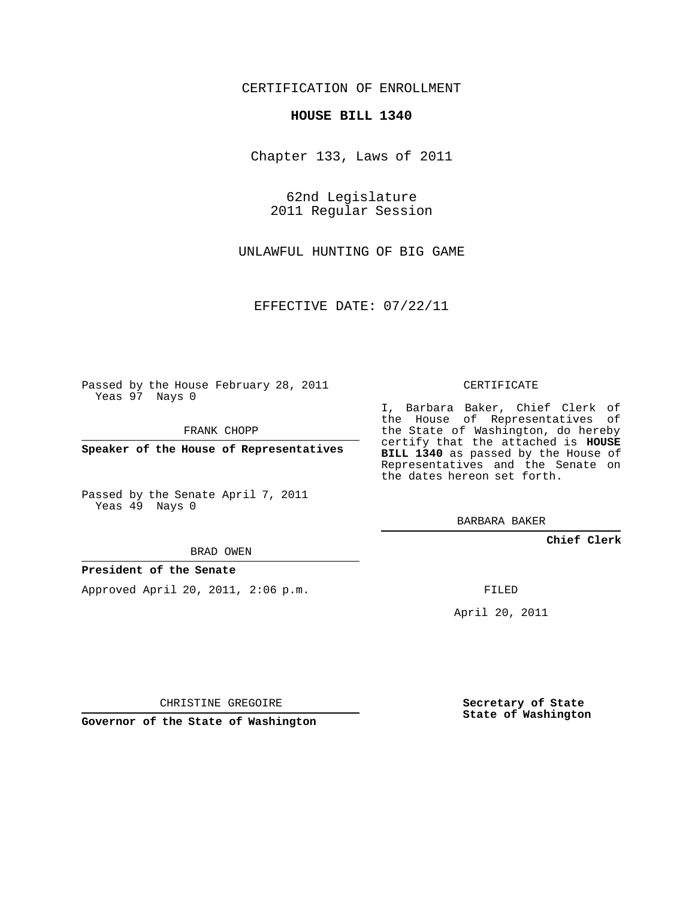CERTIFICATION OF ENROLLMENT

**HOUSE BILL 1340**

Chapter 133, Laws of 2011

62nd Legislature
2011 Regular Session

UNLAWFUL HUNTING OF BIG GAME

EFFECTIVE DATE: 07/22/11

Passed by the House February 28, 2011
Yeas 97 Nays 0

FRANK CHOPP

**Speaker of the House of Representatives**

Passed by the Senate April 7, 2011
Yeas 49 Nays 0

BRAD OWEN

**President of the Senate**

Approved April 20, 2011, 2:06 p.m.

CHRISTINE GREGOIRE

**Governor of the State of Washington**

CERTIFICATE

I, Barbara Baker, Chief Clerk of the House of Representatives of the State of Washington, do hereby certify that the attached is **HOUSE BILL 1340** as passed by the House of Representatives and the Senate on the dates hereon set forth.

BARBARA BAKER

**Chief Clerk**

FILED

April 20, 2011

**Secretary of State**
**State of Washington**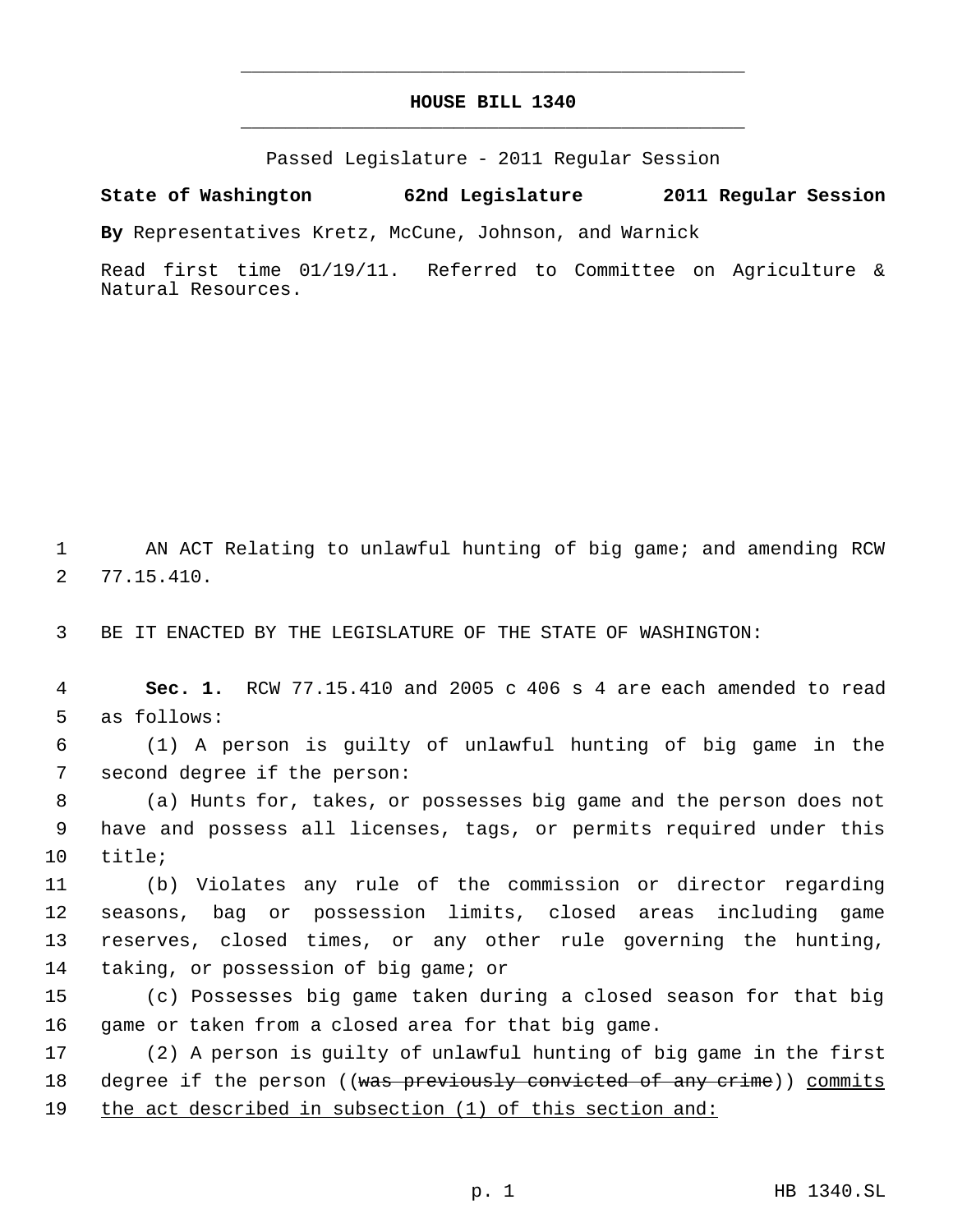# HOUSE BILL 1340

Passed Legislature - 2011 Regular Session

**State of Washington 62nd Legislature 2011 Regular Session**

**By** Representatives Kretz, McCune, Johnson, and Warnick

Read first time 01/19/11. Referred to Committee on Agriculture & Natural Resources.

AN ACT Relating to unlawful hunting of big game; and amending RCW 77.15.410.

BE IT ENACTED BY THE LEGISLATURE OF THE STATE OF WASHINGTON:

**Sec. 1.** RCW 77.15.410 and 2005 c 406 s 4 are each amended to read as follows:

(1) A person is guilty of unlawful hunting of big game in the second degree if the person:

(a) Hunts for, takes, or possesses big game and the person does not have and possess all licenses, tags, or permits required under this title;

(b) Violates any rule of the commission or director regarding seasons, bag or possession limits, closed areas including game reserves, closed times, or any other rule governing the hunting, taking, or possession of big game; or

(c) Possesses big game taken during a closed season for that big game or taken from a closed area for that big game.

(2) A person is guilty of unlawful hunting of big game in the first degree if the person ((~~was previously convicted of any crime~~)) <u>commits the act described in subsection (1) of this section and:</u>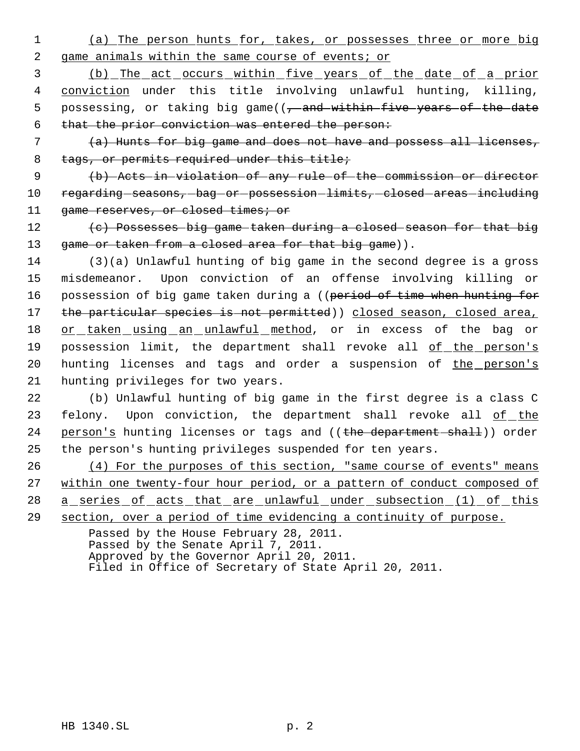(a) The person hunts for, takes, or possesses three or more big game animals within the same course of events; or

(b) The act occurs within five years of the date of a prior conviction under this title involving unlawful hunting, killing, possessing, or taking big game((, and within five years of the date that the prior conviction was entered the person:

(a) Hunts for big game and does not have and possess all licenses, tags, or permits required under this title;

(b) Acts in violation of any rule of the commission or director regarding seasons, bag or possession limits, closed areas including game reserves, or closed times; or

(c) Possesses big game taken during a closed season for that big game or taken from a closed area for that big game)).

(3)(a) Unlawful hunting of big game in the second degree is a gross misdemeanor. Upon conviction of an offense involving killing or possession of big game taken during a ((period of time when hunting for the particular species is not permitted)) closed season, closed area, or taken using an unlawful method, or in excess of the bag or possession limit, the department shall revoke all of the person's hunting licenses and tags and order a suspension of the person's hunting privileges for two years.

(b) Unlawful hunting of big game in the first degree is a class C felony. Upon conviction, the department shall revoke all of the person's hunting licenses or tags and ((the department shall)) order the person's hunting privileges suspended for ten years.

(4) For the purposes of this section, "same course of events" means within one twenty-four hour period, or a pattern of conduct composed of a series of acts that are unlawful under subsection (1) of this section, over a period of time evidencing a continuity of purpose.

Passed by the House February 28, 2011.
Passed by the Senate April 7, 2011.
Approved by the Governor April 20, 2011.
Filed in Office of Secretary of State April 20, 2011.